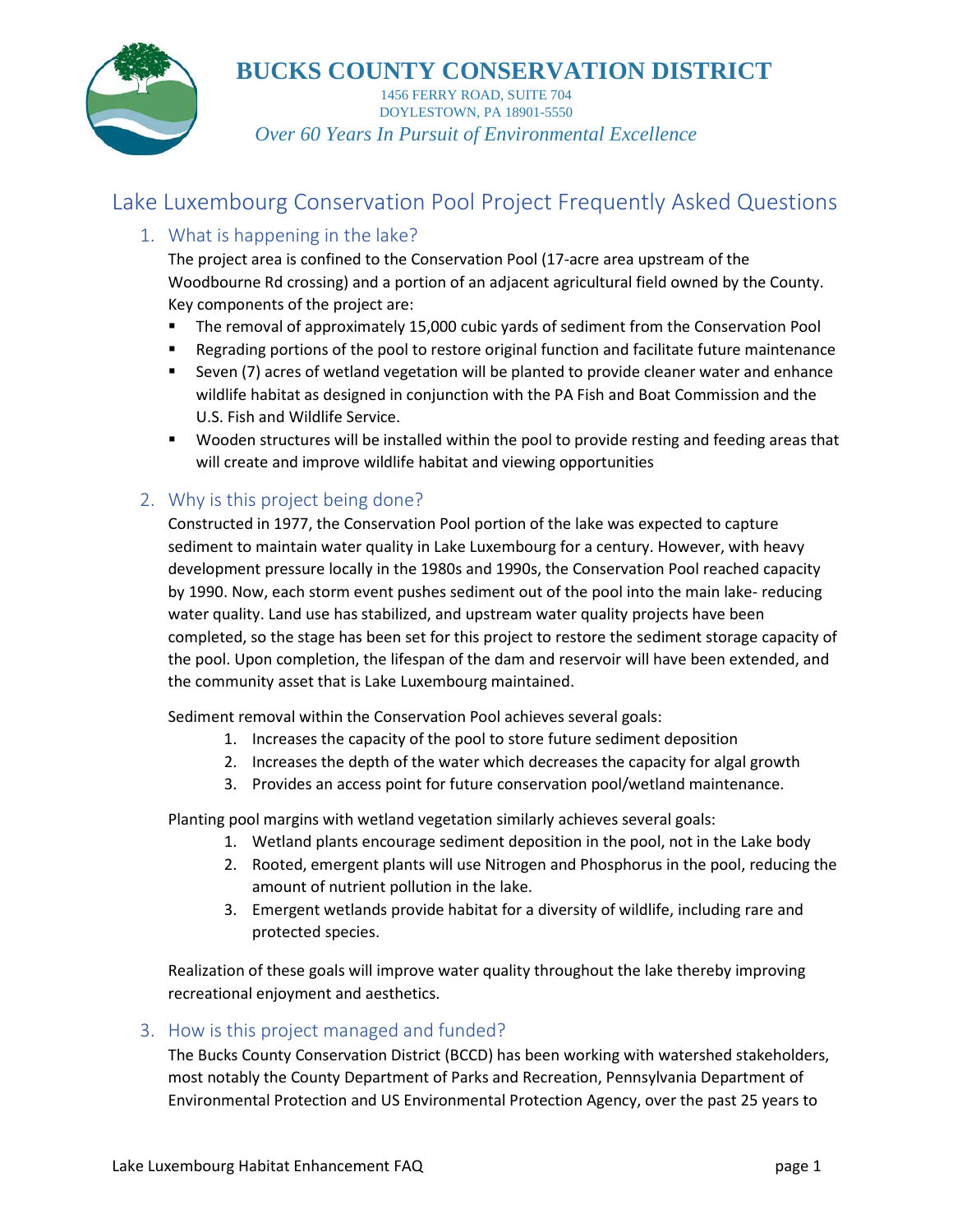**BUCKS COUNTY CONSERVATION DISTRICT**

1456 FERRY ROAD, SUITE 704
DOYLESTOWN, PA 18901-5550

*Over 60 Years In Pursuit of Environmental Excellence*

# Lake Luxembourg Conservation Pool Project Frequently Asked Questions

## 1. What is happening in the lake?

The project area is confined to the Conservation Pool (17-acre area upstream of the Woodbourne Rd crossing) and a portion of an adjacent agricultural field owned by the County. Key components of the project are:

- The removal of approximately 15,000 cubic yards of sediment from the Conservation Pool
- Regrading portions of the pool to restore original function and facilitate future maintenance
- Seven (7) acres of wetland vegetation will be planted to provide cleaner water and enhance wildlife habitat as designed in conjunction with the PA Fish and Boat Commission and the U.S. Fish and Wildlife Service.
- Wooden structures will be installed within the pool to provide resting and feeding areas that will create and improve wildlife habitat and viewing opportunities

## 2. Why is this project being done?

Constructed in 1977, the Conservation Pool portion of the lake was expected to capture sediment to maintain water quality in Lake Luxembourg for a century. However, with heavy development pressure locally in the 1980s and 1990s, the Conservation Pool reached capacity by 1990. Now, each storm event pushes sediment out of the pool into the main lake- reducing water quality. Land use has stabilized, and upstream water quality projects have been completed, so the stage has been set for this project to restore the sediment storage capacity of the pool. Upon completion, the lifespan of the dam and reservoir will have been extended, and the community asset that is Lake Luxembourg maintained.

Sediment removal within the Conservation Pool achieves several goals:

1. Increases the capacity of the pool to store future sediment deposition
2. Increases the depth of the water which decreases the capacity for algal growth
3. Provides an access point for future conservation pool/wetland maintenance.

Planting pool margins with wetland vegetation similarly achieves several goals:

1. Wetland plants encourage sediment deposition in the pool, not in the Lake body
2. Rooted, emergent plants will use Nitrogen and Phosphorus in the pool, reducing the amount of nutrient pollution in the lake.
3. Emergent wetlands provide habitat for a diversity of wildlife, including rare and protected species.

Realization of these goals will improve water quality throughout the lake thereby improving recreational enjoyment and aesthetics.

## 3. How is this project managed and funded?

The Bucks County Conservation District (BCCD) has been working with watershed stakeholders, most notably the County Department of Parks and Recreation, Pennsylvania Department of Environmental Protection and US Environmental Protection Agency, over the past 25 years to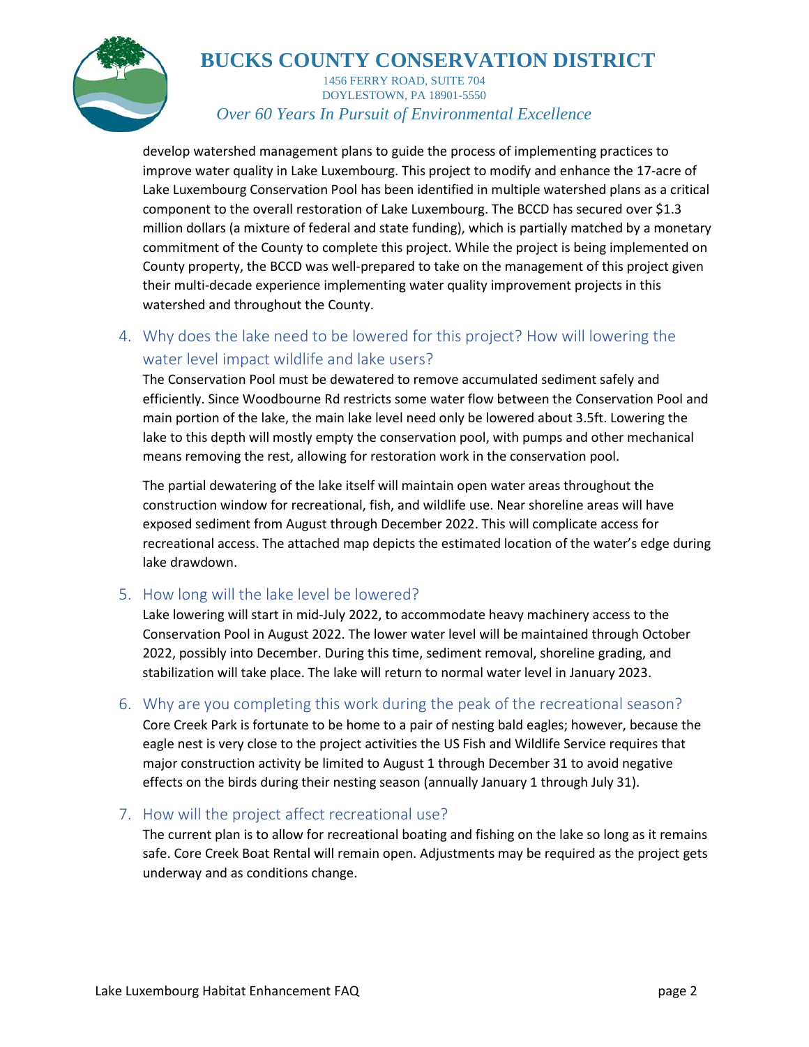develop watershed management plans to guide the process of implementing practices to improve water quality in Lake Luxembourg. This project to modify and enhance the 17-acre of Lake Luxembourg Conservation Pool has been identified in multiple watershed plans as a critical component to the overall restoration of Lake Luxembourg. The BCCD has secured over $1.3 million dollars (a mixture of federal and state funding), which is partially matched by a monetary commitment of the County to complete this project. While the project is being implemented on County property, the BCCD was well-prepared to take on the management of this project given their multi-decade experience implementing water quality improvement projects in this watershed and throughout the County.

## 4. Why does the lake need to be lowered for this project? How will lowering the water level impact wildlife and lake users?

The Conservation Pool must be dewatered to remove accumulated sediment safely and efficiently. Since Woodbourne Rd restricts some water flow between the Conservation Pool and main portion of the lake, the main lake level need only be lowered about 3.5ft. Lowering the lake to this depth will mostly empty the conservation pool, with pumps and other mechanical means removing the rest, allowing for restoration work in the conservation pool.

The partial dewatering of the lake itself will maintain open water areas throughout the construction window for recreational, fish, and wildlife use. Near shoreline areas will have exposed sediment from August through December 2022. This will complicate access for recreational access. The attached map depicts the estimated location of the water's edge during lake drawdown.

## 5. How long will the lake level be lowered?

Lake lowering will start in mid-July 2022, to accommodate heavy machinery access to the Conservation Pool in August 2022. The lower water level will be maintained through October 2022, possibly into December. During this time, sediment removal, shoreline grading, and stabilization will take place. The lake will return to normal water level in January 2023.

## 6. Why are you completing this work during the peak of the recreational season?

Core Creek Park is fortunate to be home to a pair of nesting bald eagles; however, because the eagle nest is very close to the project activities the US Fish and Wildlife Service requires that major construction activity be limited to August 1 through December 31 to avoid negative effects on the birds during their nesting season (annually January 1 through July 31).

## 7. How will the project affect recreational use?

The current plan is to allow for recreational boating and fishing on the lake so long as it remains safe. Core Creek Boat Rental will remain open. Adjustments may be required as the project gets underway and as conditions change.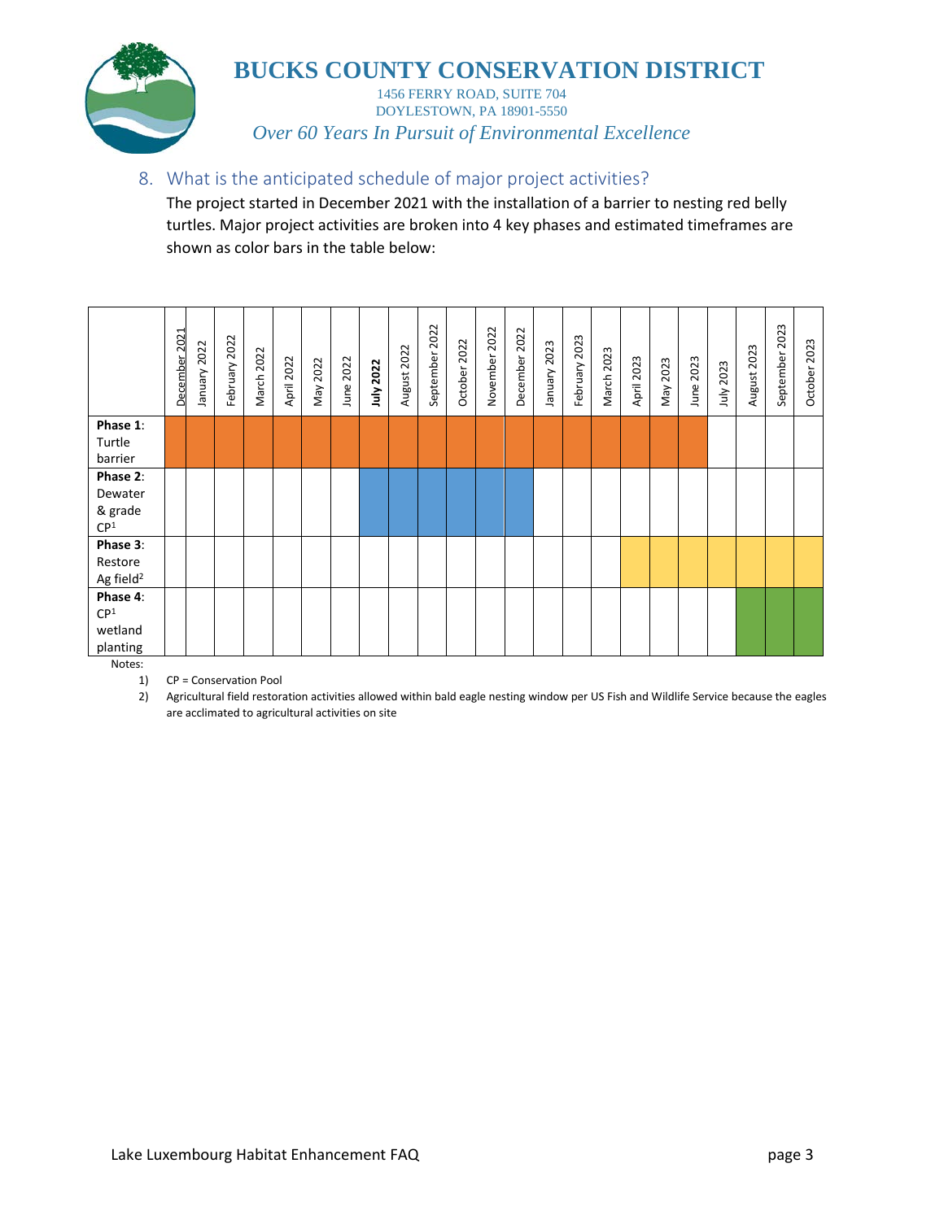## 8. What is the anticipated schedule of major project activities?

The project started in December 2021 with the installation of a barrier to nesting red belly turtles. Major project activities are broken into 4 key phases and estimated timeframes are shown as color bars in the table below:

| | December 2021 | January 2022 | February 2022 | March 2022 | April 2022 | May 2022 | June 2022 | **July 2022** | August 2022 | September 2022 | October 2022 | November 2022 | December 2022 | January 2023 | February 2023 | March 2023 | April 2023 | May 2023 | June 2023 | July 2023 | August 2023 | September 2023 | October 2023 |
|---|---|---|---|---|---|---|---|---|---|---|---|---|---|---|---|---|---|---|---|---|---|---|---|
| **Phase 1**: Turtle barrier | X | X | X | X | X | X | X | X | X | X | X | X | X | X | X | X | X | X | X | | | | |
| **Phase 2**: Dewater & grade CP[1] | | | | | | | | X | X | X | X | X | X | | | | | | | | | | |
| **Phase 3**: Restore Ag field[2] | | | | | | | | | | | | | | | | | X | X | X | X | X | X | X |
| **Phase 4**: CP[1] wetland planting | | | | | | | | | | | | | | | | | | | | | X | X | X |

Notes:

1) CP = Conservation Pool
2) Agricultural field restoration activities allowed within bald eagle nesting window per US Fish and Wildlife Service because the eagles are acclimated to agricultural activities on site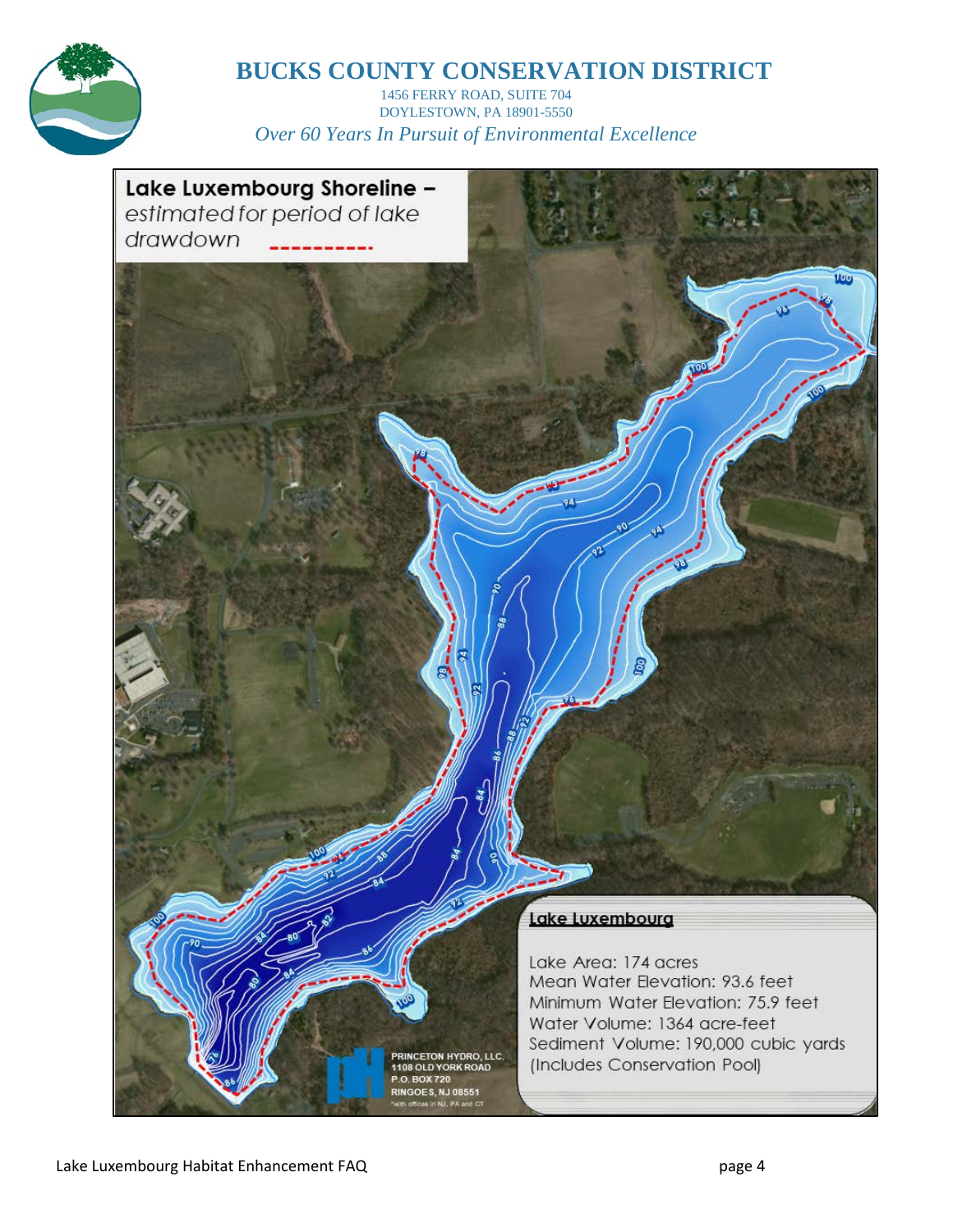# BUCKS COUNTY CONSERVATION DISTRICT

1456 FERRY ROAD, SUITE 704
DOYLESTOWN, PA 18901-5550

*Over 60 Years In Pursuit of Environmental Excellence*

**Lake Luxembourg Shoreline –**
*estimated for period of lake drawdown* - - - - - - - - - -

**Lake Luxembourg**

Lake Area: 174 acres
Mean Water Elevation: 93.6 feet
Minimum Water Elevation: 75.9 feet
Water Volume: 1364 acre-feet
Sediment Volume: 190,000 cubic yards
(Includes Conservation Pool)

PRINCETON HYDRO, LLC.
1108 OLD YORK ROAD
P.O. BOX 720
RINGOES, NJ 08551
*with offices in NJ, PA and CT